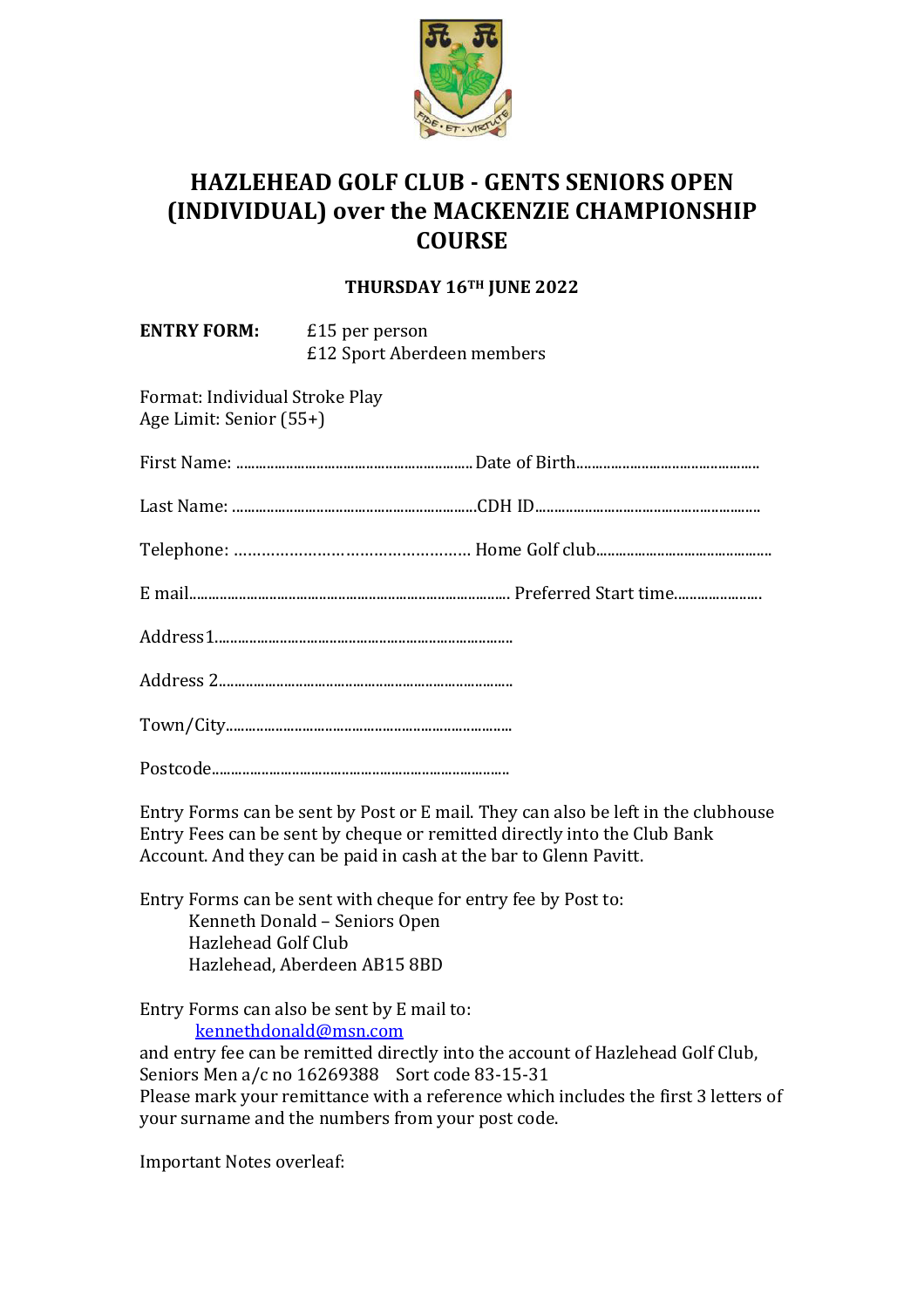# HAZLEHEAD GOLF CLUB - GENTS SENIORS OPEN (INDIVIDUAL) over the MACKENZIE CHAMPIONSHIP COURSE

**THURSDAY 16TH JUNE 2022**

**ENTRY FORM:** £15 per person
£12 Sport Aberdeen members

Format: Individual Stroke Play
Age Limit: Senior (55+)

First Name: ............................................................ Date of Birth..............................................

Last Name: ..............................................................CDH ID.........................................................

Telephone: ............................................... Home Golf club............................................

E mail.................................................................................... Preferred Start time......................

Address1...............................................................................

Address 2..............................................................................

Town/City...........................................................................

Postcode...............................................................................

Entry Forms can be sent by Post or E mail. They can also be left in the clubhouse
Entry Fees can be sent by cheque or remitted directly into the Club Bank Account. And they can be paid in cash at the bar to Glenn Pavitt.

Entry Forms can be sent with cheque for entry fee by Post to:
Kenneth Donald – Seniors Open
Hazlehead Golf Club
Hazlehead, Aberdeen AB15 8BD

Entry Forms can also be sent by E mail to:
kennethdonald@msn.com
and entry fee can be remitted directly into the account of Hazlehead Golf Club, Seniors Men a/c no 16269388 Sort code 83-15-31
Please mark your remittance with a reference which includes the first 3 letters of your surname and the numbers from your post code.

Important Notes overleaf: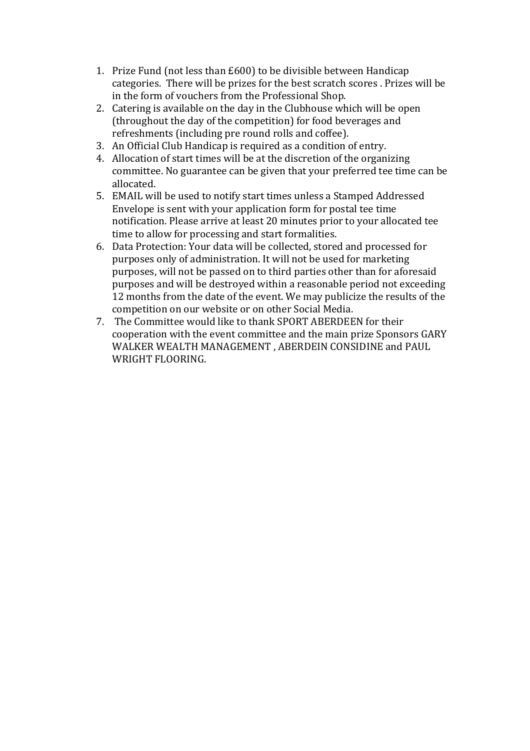1. Prize Fund (not less than £600) to be divisible between Handicap categories. There will be prizes for the best scratch scores . Prizes will be in the form of vouchers from the Professional Shop.
2. Catering is available on the day in the Clubhouse which will be open (throughout the day of the competition) for food beverages and refreshments (including pre round rolls and coffee).
3. An Official Club Handicap is required as a condition of entry.
4. Allocation of start times will be at the discretion of the organizing committee. No guarantee can be given that your preferred tee time can be allocated.
5. EMAIL will be used to notify start times unless a Stamped Addressed Envelope is sent with your application form for postal tee time notification. Please arrive at least 20 minutes prior to your allocated tee time to allow for processing and start formalities.
6. Data Protection: Your data will be collected, stored and processed for purposes only of administration. It will not be used for marketing purposes, will not be passed on to third parties other than for aforesaid purposes and will be destroyed within a reasonable period not exceeding 12 months from the date of the event. We may publicize the results of the competition on our website or on other Social Media.
7. The Committee would like to thank SPORT ABERDEEN for their cooperation with the event committee and the main prize Sponsors GARY WALKER WEALTH MANAGEMENT , ABERDEIN CONSIDINE and PAUL WRIGHT FLOORING.